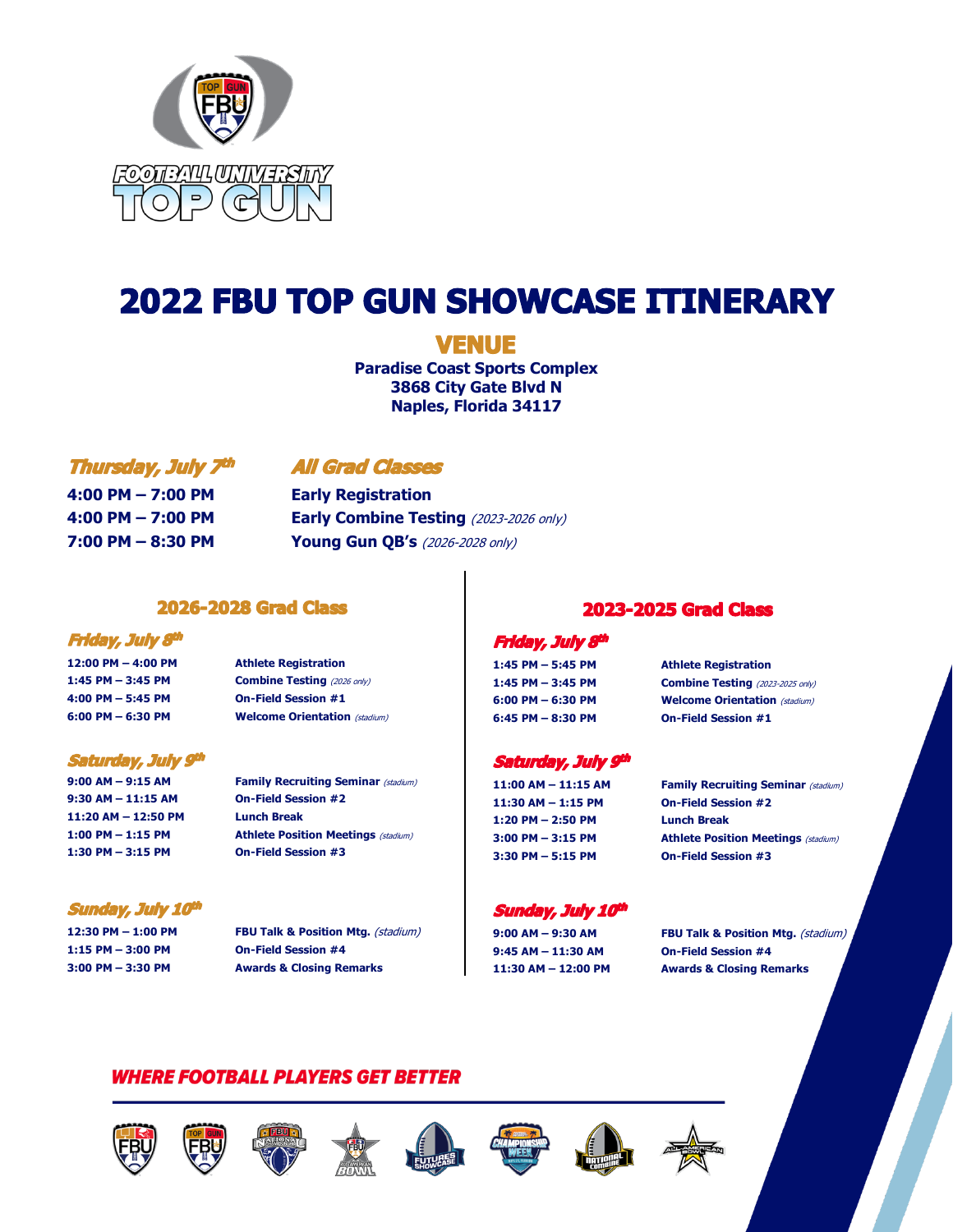FOOTBALL UNIVERSITY TOP GUN

# 2022 FBU TOP GUN SHOWCASE ITINERARY

## VENUE

**Paradise Coast Sports Complex**
**3868 City Gate Blvd N**
**Naples, Florida 34117**

### *Thursday, July 7th* — *All Grad Classes*

| Time | Event |
|---|---|
| **4:00 PM – 7:00 PM** | **Early Registration** |
| **4:00 PM – 7:00 PM** | **Early Combine Testing** *(2023-2026 only)* |
| **7:00 PM – 8:30 PM** | **Young Gun QB's** *(2026-2028 only)* |

## 2026-2028 Grad Class

### *Friday, July 8th*

| Time | Event |
|---|---|
| 12:00 PM – 4:00 PM | Athlete Registration |
| 1:45 PM – 3:45 PM | Combine Testing *(2026 only)* |
| 4:00 PM – 5:45 PM | On-Field Session #1 |
| 6:00 PM – 6:30 PM | Welcome Orientation *(stadium)* |

### *Saturday, July 9th*

| Time | Event |
|---|---|
| 9:00 AM – 9:15 AM | Family Recruiting Seminar *(stadium)* |
| 9:30 AM – 11:15 AM | On-Field Session #2 |
| 11:20 AM – 12:50 PM | Lunch Break |
| 1:00 PM – 1:15 PM | Athlete Position Meetings *(stadium)* |
| 1:30 PM – 3:15 PM | On-Field Session #3 |

### *Sunday, July 10th*

| Time | Event |
|---|---|
| 12:30 PM – 1:00 PM | FBU Talk & Position Mtg. *(stadium)* |
| 1:15 PM – 3:00 PM | On-Field Session #4 |
| 3:00 PM – 3:30 PM | Awards & Closing Remarks |

## 2023-2025 Grad Class

### *Friday, July 8th*

| Time | Event |
|---|---|
| 1:45 PM – 5:45 PM | Athlete Registration |
| 1:45 PM – 3:45 PM | Combine Testing *(2023-2025 only)* |
| 6:00 PM – 6:30 PM | Welcome Orientation *(stadium)* |
| 6:45 PM – 8:30 PM | On-Field Session #1 |

### *Saturday, July 9th*

| Time | Event |
|---|---|
| 11:00 AM – 11:15 AM | Family Recruiting Seminar *(stadium)* |
| 11:30 AM – 1:15 PM | On-Field Session #2 |
| 1:20 PM – 2:50 PM | Lunch Break |
| 3:00 PM – 3:15 PM | Athlete Position Meetings *(stadium)* |
| 3:30 PM – 5:15 PM | On-Field Session #3 |

### *Sunday, July 10th*

| Time | Event |
|---|---|
| 9:00 AM – 9:30 AM | FBU Talk & Position Mtg. *(stadium)* |
| 9:45 AM – 11:30 AM | On-Field Session #4 |
| 11:30 AM – 12:00 PM | Awards & Closing Remarks |

***WHERE FOOTBALL PLAYERS GET BETTER***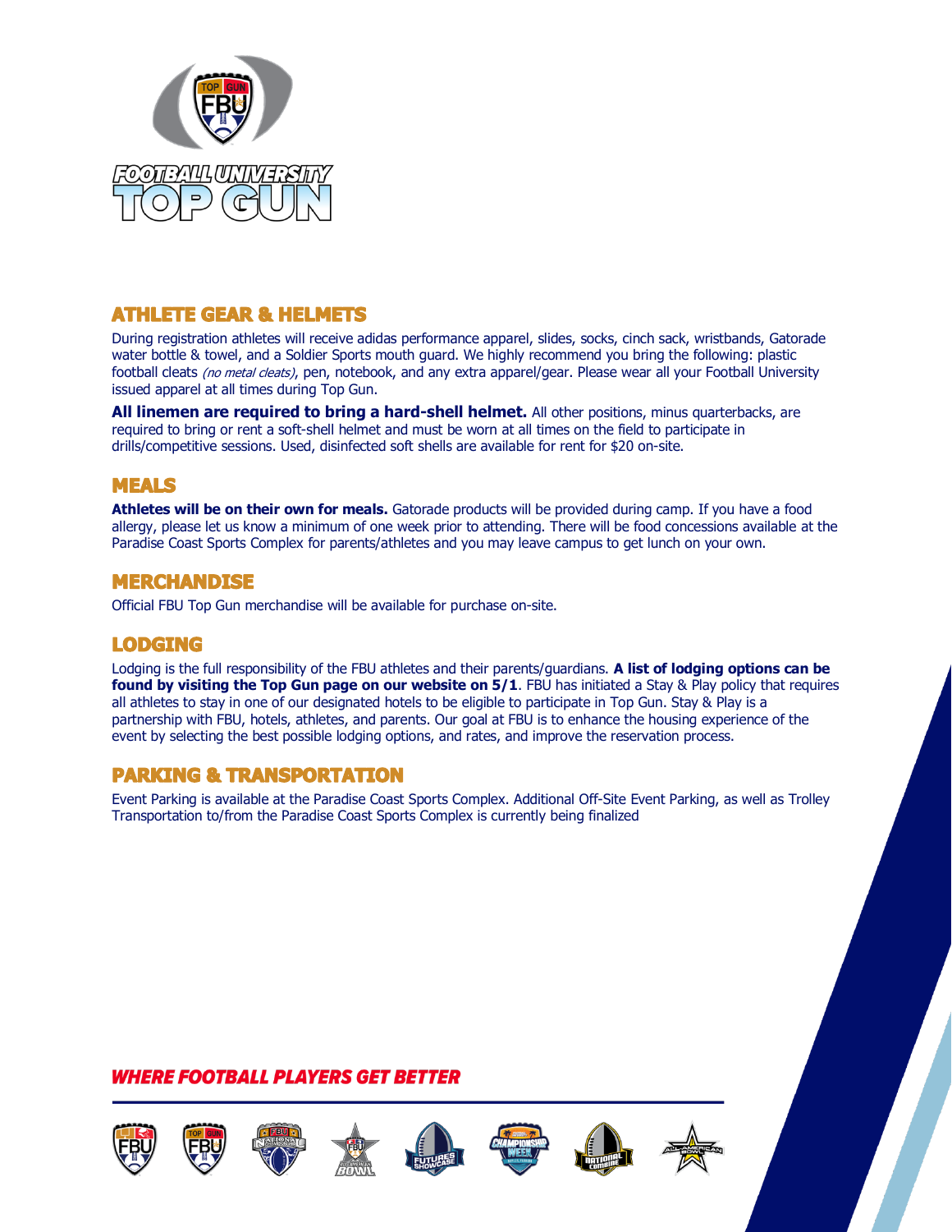FOOTBALL UNIVERSITY TOP GUN

## ATHLETE GEAR & HELMETS

During registration athletes will receive adidas performance apparel, slides, socks, cinch sack, wristbands, Gatorade water bottle & towel, and a Soldier Sports mouth guard. We highly recommend you bring the following: plastic football cleats *(no metal cleats)*, pen, notebook, and any extra apparel/gear. Please wear all your Football University issued apparel at all times during Top Gun.

**All linemen are required to bring a hard-shell helmet.** All other positions, minus quarterbacks, are required to bring or rent a soft-shell helmet and must be worn at all times on the field to participate in drills/competitive sessions. Used, disinfected soft shells are available for rent for $20 on-site.

## MEALS

**Athletes will be on their own for meals.** Gatorade products will be provided during camp. If you have a food allergy, please let us know a minimum of one week prior to attending. There will be food concessions available at the Paradise Coast Sports Complex for parents/athletes and you may leave campus to get lunch on your own.

## MERCHANDISE

Official FBU Top Gun merchandise will be available for purchase on-site.

## LODGING

Lodging is the full responsibility of the FBU athletes and their parents/guardians. **A list of lodging options can be found by visiting the Top Gun page on our website on 5/1**. FBU has initiated a Stay & Play policy that requires all athletes to stay in one of our designated hotels to be eligible to participate in Top Gun. Stay & Play is a partnership with FBU, hotels, athletes, and parents. Our goal at FBU is to enhance the housing experience of the event by selecting the best possible lodging options, and rates, and improve the reservation process.

## PARKING & TRANSPORTATION

Event Parking is available at the Paradise Coast Sports Complex. Additional Off-Site Event Parking, as well as Trolley Transportation to/from the Paradise Coast Sports Complex is currently being finalized

***WHERE FOOTBALL PLAYERS GET BETTER***